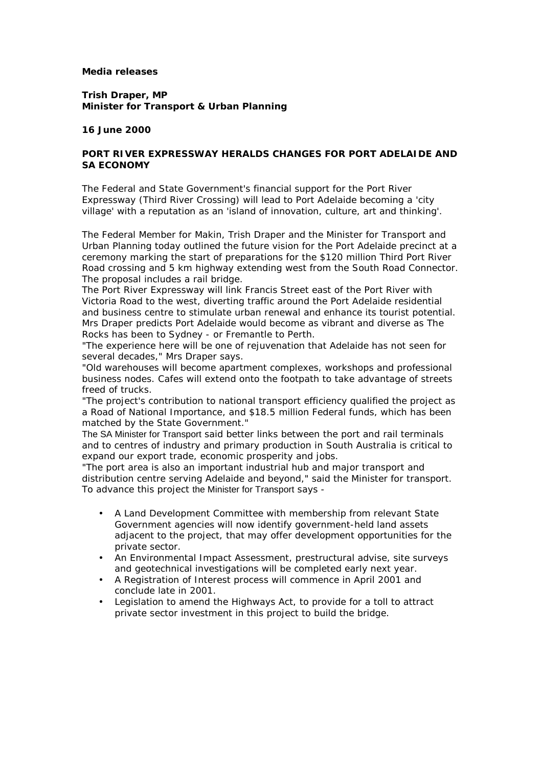**Media releases**

**Trish Draper, MP**
**Minister for Transport & Urban Planning**

**16 June 2000**

**PORT RIVER EXPRESSWAY HERALDS CHANGES FOR PORT ADELAIDE AND SA ECONOMY**

The Federal and State Government's financial support for the Port River Expressway (Third River Crossing) will lead to Port Adelaide becoming a 'city village' with a reputation as an 'island of innovation, culture, art and thinking'.

The Federal Member for Makin, Trish Draper and the Minister for Transport and Urban Planning today outlined the future vision for the Port Adelaide precinct at a ceremony marking the start of preparations for the $120 million Third Port River Road crossing and 5 km highway extending west from the South Road Connector. The proposal includes a rail bridge.

The Port River Expressway will link Francis Street east of the Port River with Victoria Road to the west, diverting traffic around the Port Adelaide residential and business centre to stimulate urban renewal and enhance its tourist potential.

Mrs Draper predicts Port Adelaide would become as vibrant and diverse as The Rocks has been to Sydney - or Fremantle to Perth.

"The experience here will be one of rejuvenation that Adelaide has not seen for several decades," Mrs Draper says.

"Old warehouses will become apartment complexes, workshops and professional business nodes. Cafes will extend onto the footpath to take advantage of streets freed of trucks.

"The project's contribution to national transport efficiency qualified the project as a Road of National Importance, and $18.5 million Federal funds, which has been matched by the State Government."

The SA Minister for Transport said better links between the port and rail terminals and to centres of industry and primary production in South Australia is critical to expand our export trade, economic prosperity and jobs.

"The port area is also an important industrial hub and major transport and distribution centre serving Adelaide and beyond," said the Minister for transport.

To advance this project the Minister for Transport says -

- A Land Development Committee with membership from relevant State Government agencies will now identify government-held land assets adjacent to the project, that may offer development opportunities for the private sector.
- An Environmental Impact Assessment, prestructural advise, site surveys and geotechnical investigations will be completed early next year.
- A Registration of Interest process will commence in April 2001 and conclude late in 2001.
- Legislation to amend the Highways Act, to provide for a toll to attract private sector investment in this project to build the bridge.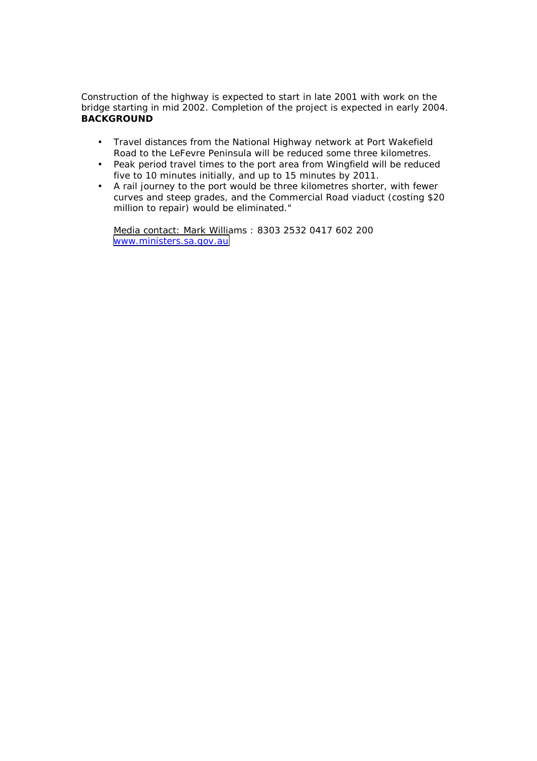Construction of the highway is expected to start in late 2001 with work on the bridge starting in mid 2002. Completion of the project is expected in early 2004.

**BACKGROUND**

- Travel distances from the National Highway network at Port Wakefield Road to the LeFevre Peninsula will be reduced some three kilometres.
- Peak period travel times to the port area from Wingfield will be reduced five to 10 minutes initially, and up to 15 minutes by 2011.
- A rail journey to the port would be three kilometres shorter, with fewer curves and steep grades, and the Commercial Road viaduct (costing $20 million to repair) would be eliminated."

Media contact: Mark Williams : 8303 2532 0417 602 200
www.ministers.sa.gov.au